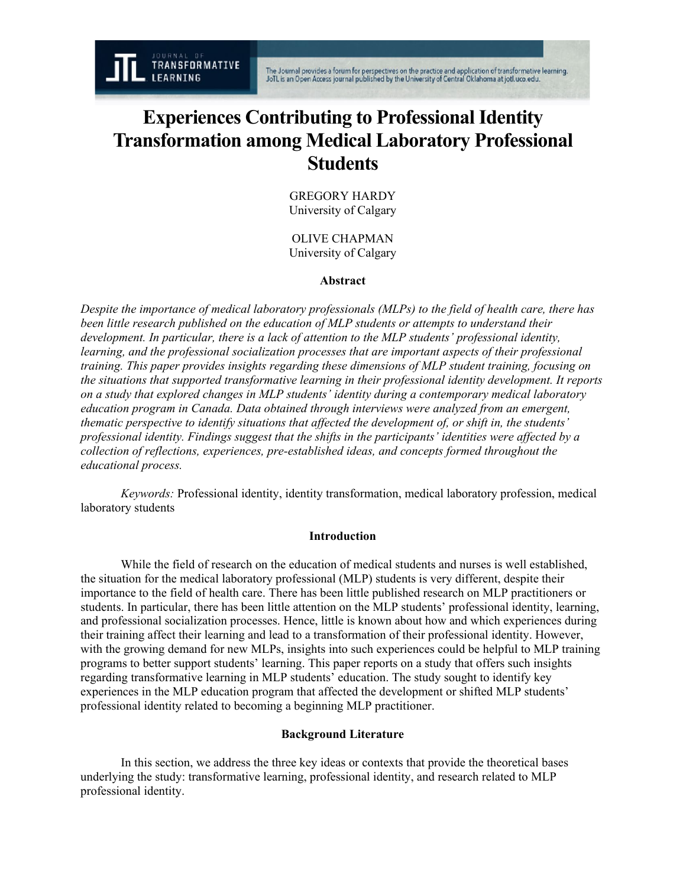# Experiences Contributing to Professional Identity Transformation among Medical Laboratory Professional Students

GREGORY HARDY
University of Calgary

OLIVE CHAPMAN
University of Calgary

### Abstract

*Despite the importance of medical laboratory professionals (MLPs) to the field of health care, there has been little research published on the education of MLP students or attempts to understand their development. In particular, there is a lack of attention to the MLP students' professional identity, learning, and the professional socialization processes that are important aspects of their professional training. This paper provides insights regarding these dimensions of MLP student training, focusing on the situations that supported transformative learning in their professional identity development. It reports on a study that explored changes in MLP students' identity during a contemporary medical laboratory education program in Canada. Data obtained through interviews were analyzed from an emergent, thematic perspective to identify situations that affected the development of, or shift in, the students' professional identity. Findings suggest that the shifts in the participants' identities were affected by a collection of reflections, experiences, pre-established ideas, and concepts formed throughout the educational process.*

*Keywords:* Professional identity, identity transformation, medical laboratory profession, medical laboratory students

## Introduction

While the field of research on the education of medical students and nurses is well established, the situation for the medical laboratory professional (MLP) students is very different, despite their importance to the field of health care. There has been little published research on MLP practitioners or students. In particular, there has been little attention on the MLP students' professional identity, learning, and professional socialization processes. Hence, little is known about how and which experiences during their training affect their learning and lead to a transformation of their professional identity. However, with the growing demand for new MLPs, insights into such experiences could be helpful to MLP training programs to better support students' learning. This paper reports on a study that offers such insights regarding transformative learning in MLP students' education. The study sought to identify key experiences in the MLP education program that affected the development or shifted MLP students' professional identity related to becoming a beginning MLP practitioner.

## Background Literature

In this section, we address the three key ideas or contexts that provide the theoretical bases underlying the study: transformative learning, professional identity, and research related to MLP professional identity.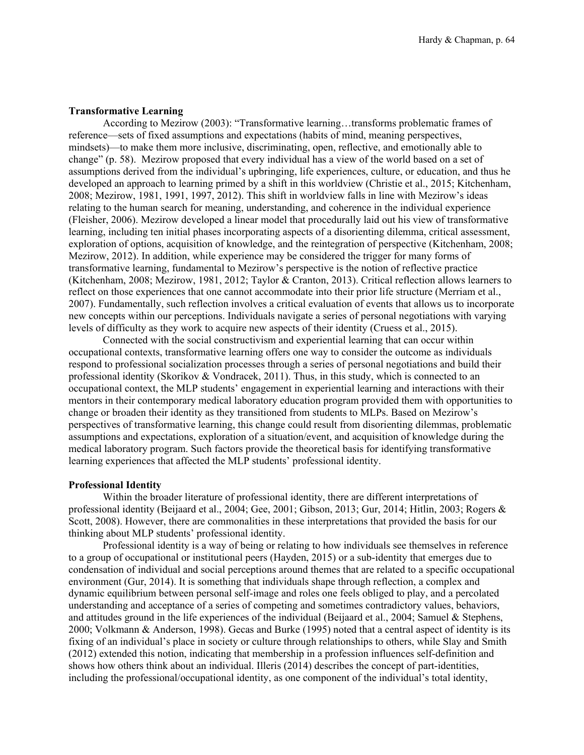**Transformative Learning**

According to Mezirow (2003): "Transformative learning…transforms problematic frames of reference—sets of fixed assumptions and expectations (habits of mind, meaning perspectives, mindsets)—to make them more inclusive, discriminating, open, reflective, and emotionally able to change" (p. 58). Mezirow proposed that every individual has a view of the world based on a set of assumptions derived from the individual's upbringing, life experiences, culture, or education, and thus he developed an approach to learning primed by a shift in this worldview (Christie et al., 2015; Kitchenham, 2008; Mezirow, 1981, 1991, 1997, 2012). This shift in worldview falls in line with Mezirow's ideas relating to the human search for meaning, understanding, and coherence in the individual experience (Fleisher, 2006). Mezirow developed a linear model that procedurally laid out his view of transformative learning, including ten initial phases incorporating aspects of a disorienting dilemma, critical assessment, exploration of options, acquisition of knowledge, and the reintegration of perspective (Kitchenham, 2008; Mezirow, 2012). In addition, while experience may be considered the trigger for many forms of transformative learning, fundamental to Mezirow's perspective is the notion of reflective practice (Kitchenham, 2008; Mezirow, 1981, 2012; Taylor & Cranton, 2013). Critical reflection allows learners to reflect on those experiences that one cannot accommodate into their prior life structure (Merriam et al., 2007). Fundamentally, such reflection involves a critical evaluation of events that allows us to incorporate new concepts within our perceptions. Individuals navigate a series of personal negotiations with varying levels of difficulty as they work to acquire new aspects of their identity (Cruess et al., 2015).

Connected with the social constructivism and experiential learning that can occur within occupational contexts, transformative learning offers one way to consider the outcome as individuals respond to professional socialization processes through a series of personal negotiations and build their professional identity (Skorikov & Vondracek, 2011). Thus, in this study, which is connected to an occupational context, the MLP students' engagement in experiential learning and interactions with their mentors in their contemporary medical laboratory education program provided them with opportunities to change or broaden their identity as they transitioned from students to MLPs. Based on Mezirow's perspectives of transformative learning, this change could result from disorienting dilemmas, problematic assumptions and expectations, exploration of a situation/event, and acquisition of knowledge during the medical laboratory program. Such factors provide the theoretical basis for identifying transformative learning experiences that affected the MLP students' professional identity.

**Professional Identity**

Within the broader literature of professional identity, there are different interpretations of professional identity (Beijaard et al., 2004; Gee, 2001; Gibson, 2013; Gur, 2014; Hitlin, 2003; Rogers & Scott, 2008). However, there are commonalities in these interpretations that provided the basis for our thinking about MLP students' professional identity.

Professional identity is a way of being or relating to how individuals see themselves in reference to a group of occupational or institutional peers (Hayden, 2015) or a sub-identity that emerges due to condensation of individual and social perceptions around themes that are related to a specific occupational environment (Gur, 2014). It is something that individuals shape through reflection, a complex and dynamic equilibrium between personal self-image and roles one feels obliged to play, and a percolated understanding and acceptance of a series of competing and sometimes contradictory values, behaviors, and attitudes ground in the life experiences of the individual (Beijaard et al., 2004; Samuel & Stephens, 2000; Volkmann & Anderson, 1998). Gecas and Burke (1995) noted that a central aspect of identity is its fixing of an individual's place in society or culture through relationships to others, while Slay and Smith (2012) extended this notion, indicating that membership in a profession influences self-definition and shows how others think about an individual. Illeris (2014) describes the concept of part-identities, including the professional/occupational identity, as one component of the individual's total identity,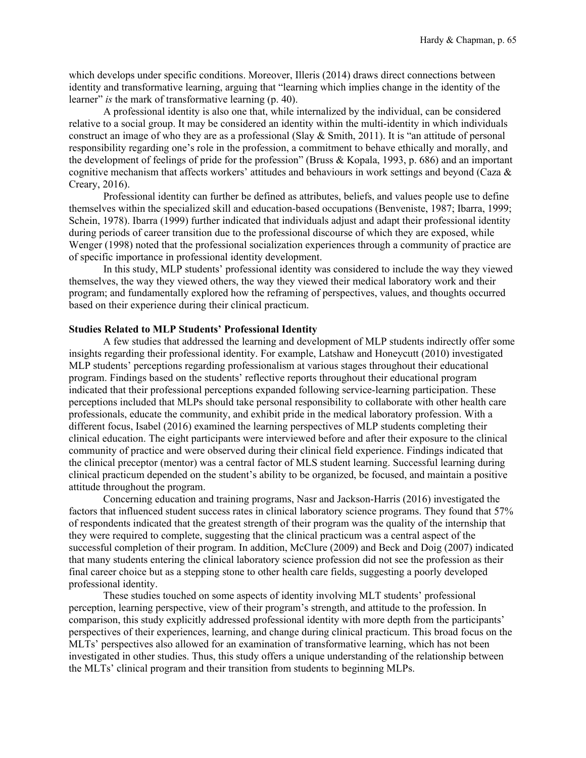which develops under specific conditions. Moreover, Illeris (2014) draws direct connections between identity and transformative learning, arguing that "learning which implies change in the identity of the learner" *is* the mark of transformative learning (p. 40).

A professional identity is also one that, while internalized by the individual, can be considered relative to a social group. It may be considered an identity within the multi-identity in which individuals construct an image of who they are as a professional (Slay & Smith, 2011). It is "an attitude of personal responsibility regarding one's role in the profession, a commitment to behave ethically and morally, and the development of feelings of pride for the profession" (Bruss & Kopala, 1993, p. 686) and an important cognitive mechanism that affects workers' attitudes and behaviours in work settings and beyond (Caza & Creary, 2016).

Professional identity can further be defined as attributes, beliefs, and values people use to define themselves within the specialized skill and education-based occupations (Benveniste, 1987; Ibarra, 1999; Schein, 1978). Ibarra (1999) further indicated that individuals adjust and adapt their professional identity during periods of career transition due to the professional discourse of which they are exposed, while Wenger (1998) noted that the professional socialization experiences through a community of practice are of specific importance in professional identity development.

In this study, MLP students' professional identity was considered to include the way they viewed themselves, the way they viewed others, the way they viewed their medical laboratory work and their program; and fundamentally explored how the reframing of perspectives, values, and thoughts occurred based on their experience during their clinical practicum.

**Studies Related to MLP Students' Professional Identity**

A few studies that addressed the learning and development of MLP students indirectly offer some insights regarding their professional identity. For example, Latshaw and Honeycutt (2010) investigated MLP students' perceptions regarding professionalism at various stages throughout their educational program. Findings based on the students' reflective reports throughout their educational program indicated that their professional perceptions expanded following service-learning participation. These perceptions included that MLPs should take personal responsibility to collaborate with other health care professionals, educate the community, and exhibit pride in the medical laboratory profession. With a different focus, Isabel (2016) examined the learning perspectives of MLP students completing their clinical education. The eight participants were interviewed before and after their exposure to the clinical community of practice and were observed during their clinical field experience. Findings indicated that the clinical preceptor (mentor) was a central factor of MLS student learning. Successful learning during clinical practicum depended on the student's ability to be organized, be focused, and maintain a positive attitude throughout the program.

Concerning education and training programs, Nasr and Jackson-Harris (2016) investigated the factors that influenced student success rates in clinical laboratory science programs. They found that 57% of respondents indicated that the greatest strength of their program was the quality of the internship that they were required to complete, suggesting that the clinical practicum was a central aspect of the successful completion of their program. In addition, McClure (2009) and Beck and Doig (2007) indicated that many students entering the clinical laboratory science profession did not see the profession as their final career choice but as a stepping stone to other health care fields, suggesting a poorly developed professional identity.

These studies touched on some aspects of identity involving MLT students' professional perception, learning perspective, view of their program's strength, and attitude to the profession. In comparison, this study explicitly addressed professional identity with more depth from the participants' perspectives of their experiences, learning, and change during clinical practicum. This broad focus on the MLTs' perspectives also allowed for an examination of transformative learning, which has not been investigated in other studies. Thus, this study offers a unique understanding of the relationship between the MLTs' clinical program and their transition from students to beginning MLPs.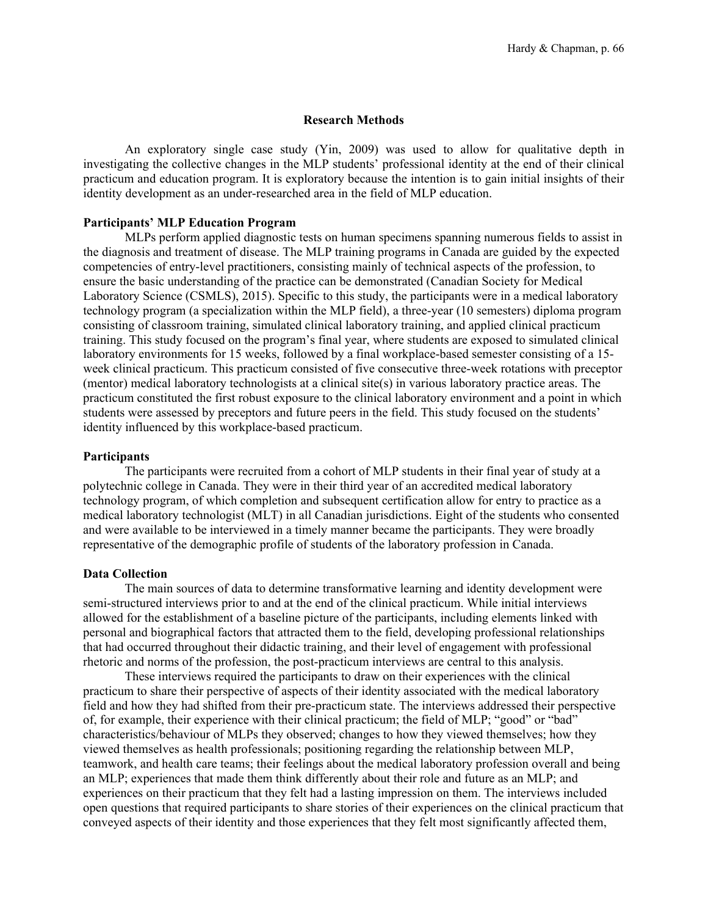## Research Methods

An exploratory single case study (Yin, 2009) was used to allow for qualitative depth in investigating the collective changes in the MLP students' professional identity at the end of their clinical practicum and education program. It is exploratory because the intention is to gain initial insights of their identity development as an under-researched area in the field of MLP education.

### Participants' MLP Education Program

MLPs perform applied diagnostic tests on human specimens spanning numerous fields to assist in the diagnosis and treatment of disease. The MLP training programs in Canada are guided by the expected competencies of entry-level practitioners, consisting mainly of technical aspects of the profession, to ensure the basic understanding of the practice can be demonstrated (Canadian Society for Medical Laboratory Science (CSMLS), 2015). Specific to this study, the participants were in a medical laboratory technology program (a specialization within the MLP field), a three-year (10 semesters) diploma program consisting of classroom training, simulated clinical laboratory training, and applied clinical practicum training. This study focused on the program's final year, where students are exposed to simulated clinical laboratory environments for 15 weeks, followed by a final workplace-based semester consisting of a 15-week clinical practicum. This practicum consisted of five consecutive three-week rotations with preceptor (mentor) medical laboratory technologists at a clinical site(s) in various laboratory practice areas. The practicum constituted the first robust exposure to the clinical laboratory environment and a point in which students were assessed by preceptors and future peers in the field. This study focused on the students' identity influenced by this workplace-based practicum.

### Participants

The participants were recruited from a cohort of MLP students in their final year of study at a polytechnic college in Canada. They were in their third year of an accredited medical laboratory technology program, of which completion and subsequent certification allow for entry to practice as a medical laboratory technologist (MLT) in all Canadian jurisdictions. Eight of the students who consented and were available to be interviewed in a timely manner became the participants. They were broadly representative of the demographic profile of students of the laboratory profession in Canada.

### Data Collection

The main sources of data to determine transformative learning and identity development were semi-structured interviews prior to and at the end of the clinical practicum. While initial interviews allowed for the establishment of a baseline picture of the participants, including elements linked with personal and biographical factors that attracted them to the field, developing professional relationships that had occurred throughout their didactic training, and their level of engagement with professional rhetoric and norms of the profession, the post-practicum interviews are central to this analysis.

These interviews required the participants to draw on their experiences with the clinical practicum to share their perspective of aspects of their identity associated with the medical laboratory field and how they had shifted from their pre-practicum state. The interviews addressed their perspective of, for example, their experience with their clinical practicum; the field of MLP; "good" or "bad" characteristics/behaviour of MLPs they observed; changes to how they viewed themselves; how they viewed themselves as health professionals; positioning regarding the relationship between MLP, teamwork, and health care teams; their feelings about the medical laboratory profession overall and being an MLP; experiences that made them think differently about their role and future as an MLP; and experiences on their practicum that they felt had a lasting impression on them. The interviews included open questions that required participants to share stories of their experiences on the clinical practicum that conveyed aspects of their identity and those experiences that they felt most significantly affected them,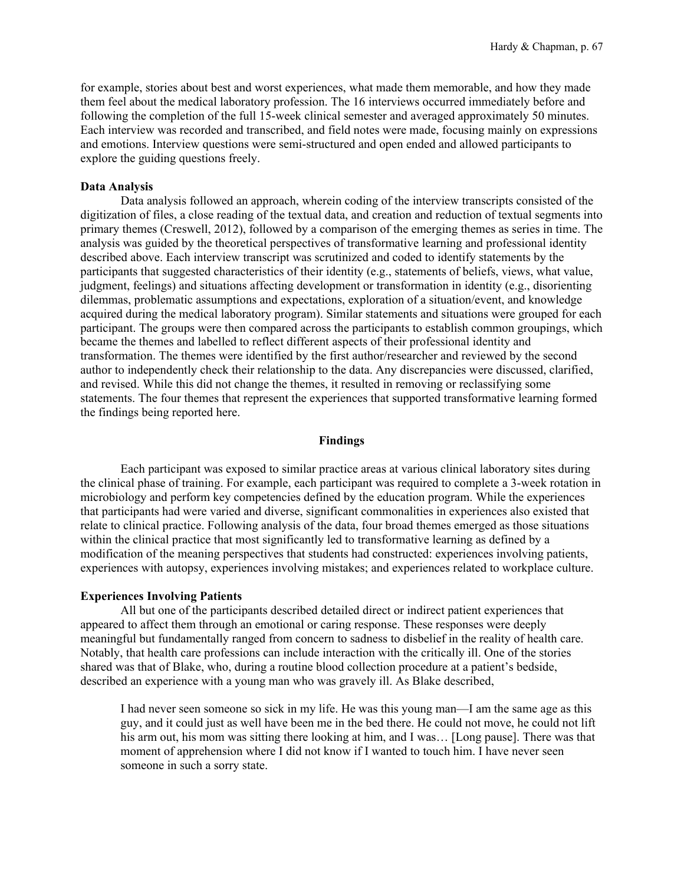for example, stories about best and worst experiences, what made them memorable, and how they made them feel about the medical laboratory profession. The 16 interviews occurred immediately before and following the completion of the full 15-week clinical semester and averaged approximately 50 minutes. Each interview was recorded and transcribed, and field notes were made, focusing mainly on expressions and emotions. Interview questions were semi-structured and open ended and allowed participants to explore the guiding questions freely.

### Data Analysis

Data analysis followed an approach, wherein coding of the interview transcripts consisted of the digitization of files, a close reading of the textual data, and creation and reduction of textual segments into primary themes (Creswell, 2012), followed by a comparison of the emerging themes as series in time. The analysis was guided by the theoretical perspectives of transformative learning and professional identity described above. Each interview transcript was scrutinized and coded to identify statements by the participants that suggested characteristics of their identity (e.g., statements of beliefs, views, what value, judgment, feelings) and situations affecting development or transformation in identity (e.g., disorienting dilemmas, problematic assumptions and expectations, exploration of a situation/event, and knowledge acquired during the medical laboratory program). Similar statements and situations were grouped for each participant. The groups were then compared across the participants to establish common groupings, which became the themes and labelled to reflect different aspects of their professional identity and transformation. The themes were identified by the first author/researcher and reviewed by the second author to independently check their relationship to the data. Any discrepancies were discussed, clarified, and revised. While this did not change the themes, it resulted in removing or reclassifying some statements. The four themes that represent the experiences that supported transformative learning formed the findings being reported here.

## Findings

Each participant was exposed to similar practice areas at various clinical laboratory sites during the clinical phase of training. For example, each participant was required to complete a 3-week rotation in microbiology and perform key competencies defined by the education program. While the experiences that participants had were varied and diverse, significant commonalities in experiences also existed that relate to clinical practice. Following analysis of the data, four broad themes emerged as those situations within the clinical practice that most significantly led to transformative learning as defined by a modification of the meaning perspectives that students had constructed: experiences involving patients, experiences with autopsy, experiences involving mistakes; and experiences related to workplace culture.

### Experiences Involving Patients

All but one of the participants described detailed direct or indirect patient experiences that appeared to affect them through an emotional or caring response. These responses were deeply meaningful but fundamentally ranged from concern to sadness to disbelief in the reality of health care. Notably, that health care professions can include interaction with the critically ill. One of the stories shared was that of Blake, who, during a routine blood collection procedure at a patient's bedside, described an experience with a young man who was gravely ill. As Blake described,

> I had never seen someone so sick in my life. He was this young man—I am the same age as this guy, and it could just as well have been me in the bed there. He could not move, he could not lift his arm out, his mom was sitting there looking at him, and I was… [Long pause]. There was that moment of apprehension where I did not know if I wanted to touch him. I have never seen someone in such a sorry state.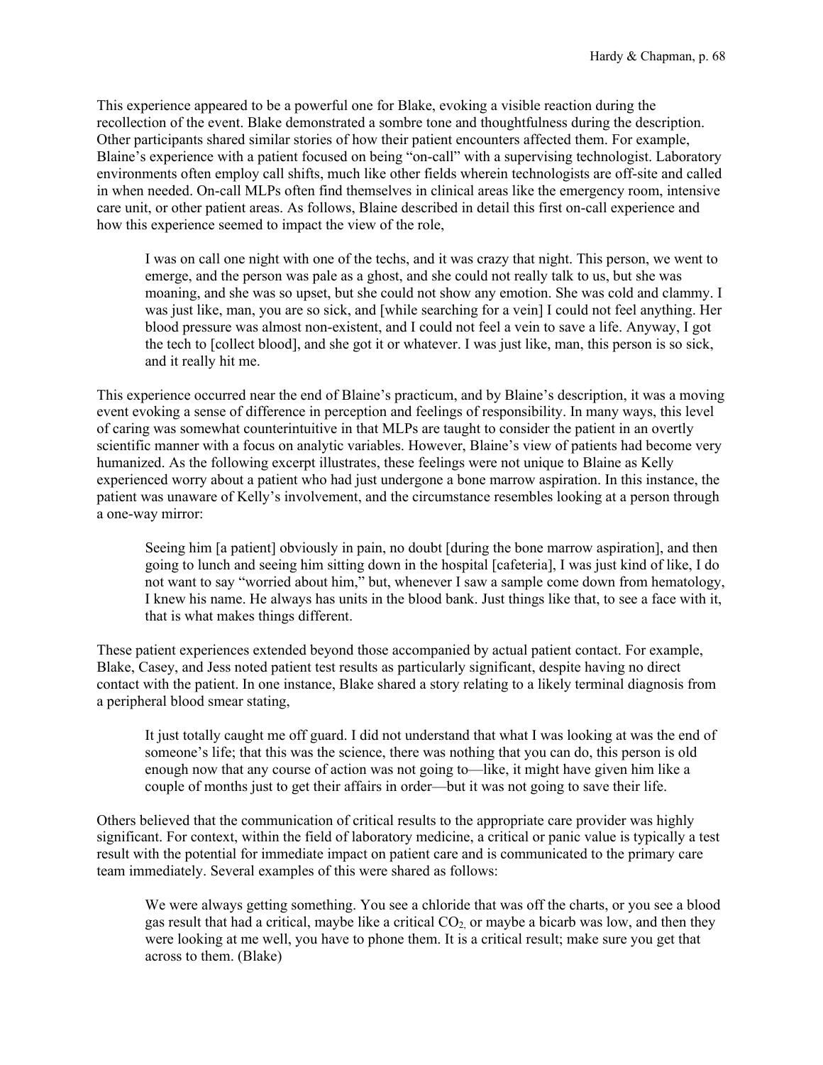This experience appeared to be a powerful one for Blake, evoking a visible reaction during the recollection of the event. Blake demonstrated a sombre tone and thoughtfulness during the description. Other participants shared similar stories of how their patient encounters affected them. For example, Blaine's experience with a patient focused on being "on-call" with a supervising technologist. Laboratory environments often employ call shifts, much like other fields wherein technologists are off-site and called in when needed. On-call MLPs often find themselves in clinical areas like the emergency room, intensive care unit, or other patient areas. As follows, Blaine described in detail this first on-call experience and how this experience seemed to impact the view of the role,

> I was on call one night with one of the techs, and it was crazy that night. This person, we went to emerge, and the person was pale as a ghost, and she could not really talk to us, but she was moaning, and she was so upset, but she could not show any emotion. She was cold and clammy. I was just like, man, you are so sick, and [while searching for a vein] I could not feel anything. Her blood pressure was almost non-existent, and I could not feel a vein to save a life. Anyway, I got the tech to [collect blood], and she got it or whatever. I was just like, man, this person is so sick, and it really hit me.

This experience occurred near the end of Blaine's practicum, and by Blaine's description, it was a moving event evoking a sense of difference in perception and feelings of responsibility. In many ways, this level of caring was somewhat counterintuitive in that MLPs are taught to consider the patient in an overtly scientific manner with a focus on analytic variables. However, Blaine's view of patients had become very humanized. As the following excerpt illustrates, these feelings were not unique to Blaine as Kelly experienced worry about a patient who had just undergone a bone marrow aspiration. In this instance, the patient was unaware of Kelly's involvement, and the circumstance resembles looking at a person through a one-way mirror:

> Seeing him [a patient] obviously in pain, no doubt [during the bone marrow aspiration], and then going to lunch and seeing him sitting down in the hospital [cafeteria], I was just kind of like, I do not want to say "worried about him," but, whenever I saw a sample come down from hematology, I knew his name. He always has units in the blood bank. Just things like that, to see a face with it, that is what makes things different.

These patient experiences extended beyond those accompanied by actual patient contact. For example, Blake, Casey, and Jess noted patient test results as particularly significant, despite having no direct contact with the patient. In one instance, Blake shared a story relating to a likely terminal diagnosis from a peripheral blood smear stating,

> It just totally caught me off guard. I did not understand that what I was looking at was the end of someone's life; that this was the science, there was nothing that you can do, this person is old enough now that any course of action was not going to—like, it might have given him like a couple of months just to get their affairs in order—but it was not going to save their life.

Others believed that the communication of critical results to the appropriate care provider was highly significant. For context, within the field of laboratory medicine, a critical or panic value is typically a test result with the potential for immediate impact on patient care and is communicated to the primary care team immediately. Several examples of this were shared as follows:

> We were always getting something. You see a chloride that was off the charts, or you see a blood gas result that had a critical, maybe like a critical $CO_2$, or maybe a bicarb was low, and then they were looking at me well, you have to phone them. It is a critical result; make sure you get that across to them. (Blake)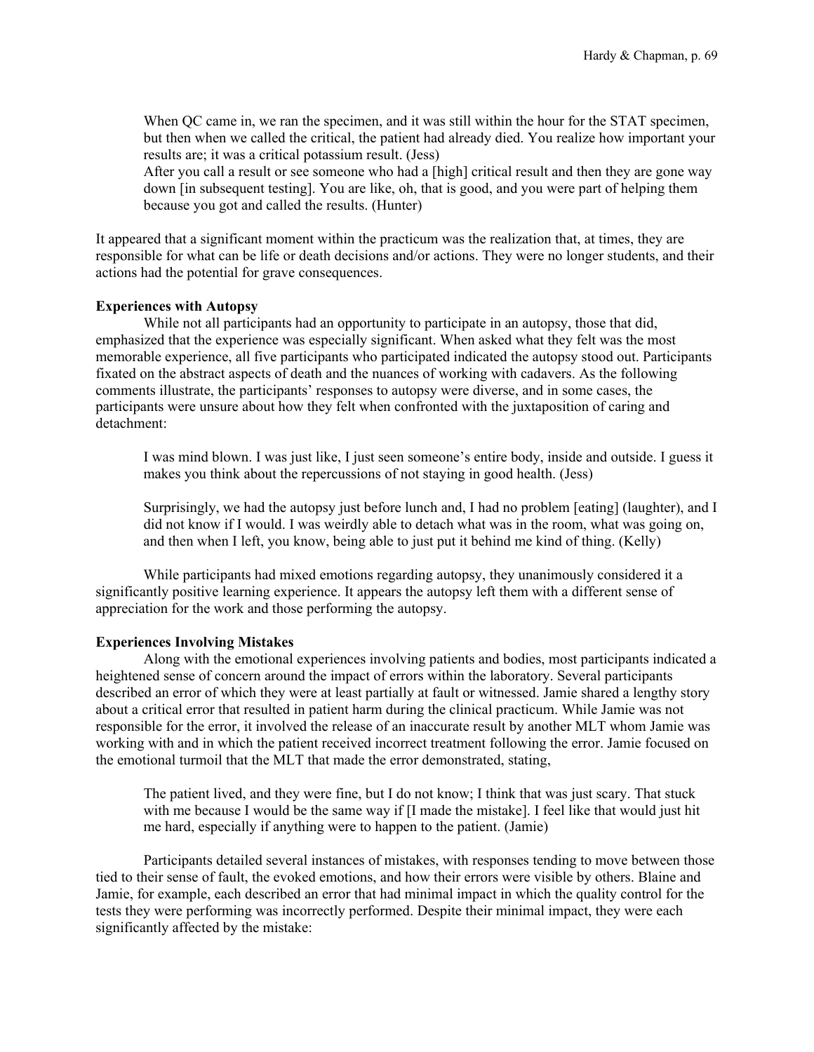> When QC came in, we ran the specimen, and it was still within the hour for the STAT specimen, but then when we called the critical, the patient had already died. You realize how important your results are; it was a critical potassium result. (Jess)
>
> After you call a result or see someone who had a [high] critical result and then they are gone way down [in subsequent testing]. You are like, oh, that is good, and you were part of helping them because you got and called the results. (Hunter)

It appeared that a significant moment within the practicum was the realization that, at times, they are responsible for what can be life or death decisions and/or actions. They were no longer students, and their actions had the potential for grave consequences.

**Experiences with Autopsy**

While not all participants had an opportunity to participate in an autopsy, those that did, emphasized that the experience was especially significant. When asked what they felt was the most memorable experience, all five participants who participated indicated the autopsy stood out. Participants fixated on the abstract aspects of death and the nuances of working with cadavers. As the following comments illustrate, the participants' responses to autopsy were diverse, and in some cases, the participants were unsure about how they felt when confronted with the juxtaposition of caring and detachment:

> I was mind blown. I was just like, I just seen someone's entire body, inside and outside. I guess it makes you think about the repercussions of not staying in good health. (Jess)

> Surprisingly, we had the autopsy just before lunch and, I had no problem [eating] (laughter), and I did not know if I would. I was weirdly able to detach what was in the room, what was going on, and then when I left, you know, being able to just put it behind me kind of thing. (Kelly)

While participants had mixed emotions regarding autopsy, they unanimously considered it a significantly positive learning experience. It appears the autopsy left them with a different sense of appreciation for the work and those performing the autopsy.

**Experiences Involving Mistakes**

Along with the emotional experiences involving patients and bodies, most participants indicated a heightened sense of concern around the impact of errors within the laboratory. Several participants described an error of which they were at least partially at fault or witnessed. Jamie shared a lengthy story about a critical error that resulted in patient harm during the clinical practicum. While Jamie was not responsible for the error, it involved the release of an inaccurate result by another MLT whom Jamie was working with and in which the patient received incorrect treatment following the error. Jamie focused on the emotional turmoil that the MLT that made the error demonstrated, stating,

> The patient lived, and they were fine, but I do not know; I think that was just scary. That stuck with me because I would be the same way if [I made the mistake]. I feel like that would just hit me hard, especially if anything were to happen to the patient. (Jamie)

Participants detailed several instances of mistakes, with responses tending to move between those tied to their sense of fault, the evoked emotions, and how their errors were visible by others. Blaine and Jamie, for example, each described an error that had minimal impact in which the quality control for the tests they were performing was incorrectly performed. Despite their minimal impact, they were each significantly affected by the mistake: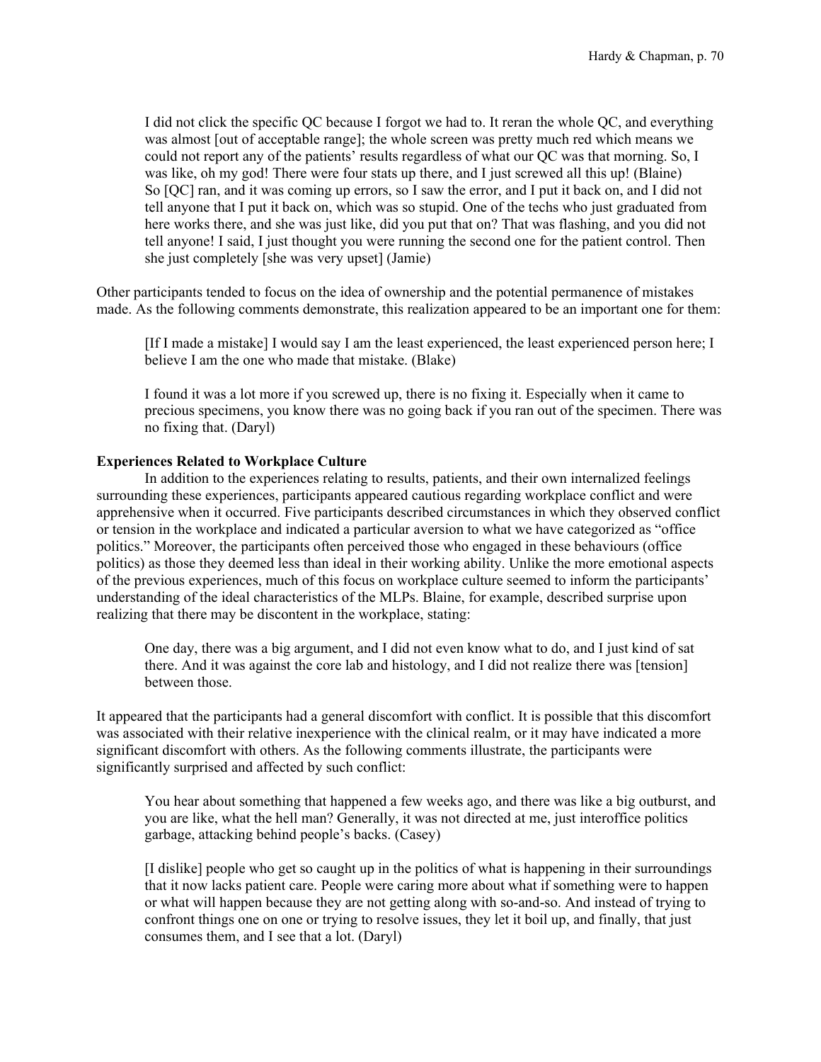> I did not click the specific QC because I forgot we had to. It reran the whole QC, and everything was almost [out of acceptable range]; the whole screen was pretty much red which means we could not report any of the patients' results regardless of what our QC was that morning. So, I was like, oh my god! There were four stats up there, and I just screwed all this up! (Blaine)
> So [QC] ran, and it was coming up errors, so I saw the error, and I put it back on, and I did not tell anyone that I put it back on, which was so stupid. One of the techs who just graduated from here works there, and she was just like, did you put that on? That was flashing, and you did not tell anyone! I said, I just thought you were running the second one for the patient control. Then she just completely [she was very upset] (Jamie)

Other participants tended to focus on the idea of ownership and the potential permanence of mistakes made. As the following comments demonstrate, this realization appeared to be an important one for them:

> [If I made a mistake] I would say I am the least experienced, the least experienced person here; I believe I am the one who made that mistake. (Blake)

> I found it was a lot more if you screwed up, there is no fixing it. Especially when it came to precious specimens, you know there was no going back if you ran out of the specimen. There was no fixing that. (Daryl)

**Experiences Related to Workplace Culture**

In addition to the experiences relating to results, patients, and their own internalized feelings surrounding these experiences, participants appeared cautious regarding workplace conflict and were apprehensive when it occurred. Five participants described circumstances in which they observed conflict or tension in the workplace and indicated a particular aversion to what we have categorized as "office politics." Moreover, the participants often perceived those who engaged in these behaviours (office politics) as those they deemed less than ideal in their working ability. Unlike the more emotional aspects of the previous experiences, much of this focus on workplace culture seemed to inform the participants' understanding of the ideal characteristics of the MLPs. Blaine, for example, described surprise upon realizing that there may be discontent in the workplace, stating:

> One day, there was a big argument, and I did not even know what to do, and I just kind of sat there. And it was against the core lab and histology, and I did not realize there was [tension] between those.

It appeared that the participants had a general discomfort with conflict. It is possible that this discomfort was associated with their relative inexperience with the clinical realm, or it may have indicated a more significant discomfort with others. As the following comments illustrate, the participants were significantly surprised and affected by such conflict:

> You hear about something that happened a few weeks ago, and there was like a big outburst, and you are like, what the hell man? Generally, it was not directed at me, just interoffice politics garbage, attacking behind people's backs. (Casey)

> [I dislike] people who get so caught up in the politics of what is happening in their surroundings that it now lacks patient care. People were caring more about what if something were to happen or what will happen because they are not getting along with so-and-so. And instead of trying to confront things one on one or trying to resolve issues, they let it boil up, and finally, that just consumes them, and I see that a lot. (Daryl)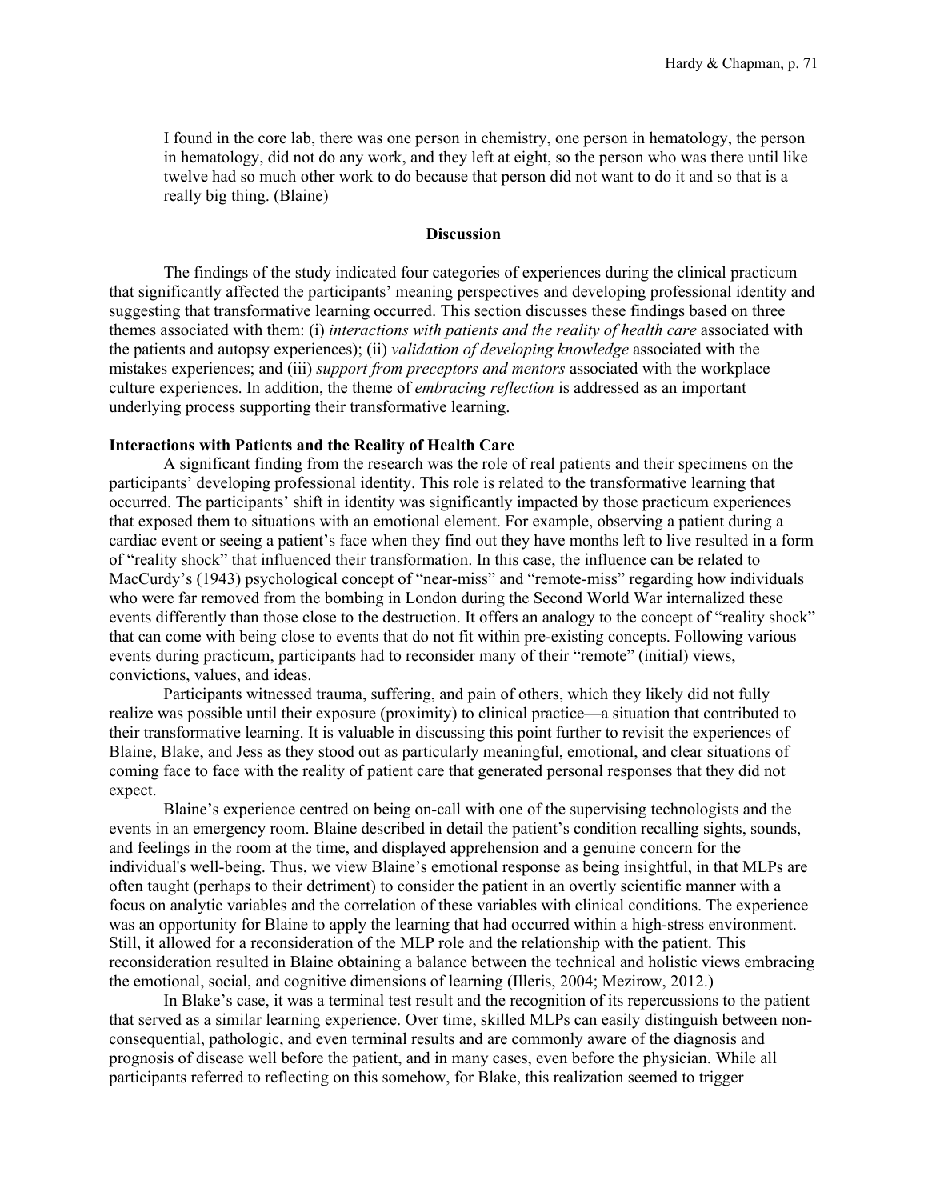> I found in the core lab, there was one person in chemistry, one person in hematology, the person in hematology, did not do any work, and they left at eight, so the person who was there until like twelve had so much other work to do because that person did not want to do it and so that is a really big thing. (Blaine)

## Discussion

The findings of the study indicated four categories of experiences during the clinical practicum that significantly affected the participants' meaning perspectives and developing professional identity and suggesting that transformative learning occurred. This section discusses these findings based on three themes associated with them: (i) *interactions with patients and the reality of health care* associated with the patients and autopsy experiences); (ii) *validation of developing knowledge* associated with the mistakes experiences; and (iii) *support from preceptors and mentors* associated with the workplace culture experiences. In addition, the theme of *embracing reflection* is addressed as an important underlying process supporting their transformative learning.

### Interactions with Patients and the Reality of Health Care

A significant finding from the research was the role of real patients and their specimens on the participants' developing professional identity. This role is related to the transformative learning that occurred. The participants' shift in identity was significantly impacted by those practicum experiences that exposed them to situations with an emotional element. For example, observing a patient during a cardiac event or seeing a patient's face when they find out they have months left to live resulted in a form of "reality shock" that influenced their transformation. In this case, the influence can be related to MacCurdy's (1943) psychological concept of "near-miss" and "remote-miss" regarding how individuals who were far removed from the bombing in London during the Second World War internalized these events differently than those close to the destruction. It offers an analogy to the concept of "reality shock" that can come with being close to events that do not fit within pre-existing concepts. Following various events during practicum, participants had to reconsider many of their "remote" (initial) views, convictions, values, and ideas.

Participants witnessed trauma, suffering, and pain of others, which they likely did not fully realize was possible until their exposure (proximity) to clinical practice—a situation that contributed to their transformative learning. It is valuable in discussing this point further to revisit the experiences of Blaine, Blake, and Jess as they stood out as particularly meaningful, emotional, and clear situations of coming face to face with the reality of patient care that generated personal responses that they did not expect.

Blaine's experience centred on being on-call with one of the supervising technologists and the events in an emergency room. Blaine described in detail the patient's condition recalling sights, sounds, and feelings in the room at the time, and displayed apprehension and a genuine concern for the individual's well-being. Thus, we view Blaine's emotional response as being insightful, in that MLPs are often taught (perhaps to their detriment) to consider the patient in an overtly scientific manner with a focus on analytic variables and the correlation of these variables with clinical conditions. The experience was an opportunity for Blaine to apply the learning that had occurred within a high-stress environment. Still, it allowed for a reconsideration of the MLP role and the relationship with the patient. This reconsideration resulted in Blaine obtaining a balance between the technical and holistic views embracing the emotional, social, and cognitive dimensions of learning (Illeris, 2004; Mezirow, 2012.)

In Blake's case, it was a terminal test result and the recognition of its repercussions to the patient that served as a similar learning experience. Over time, skilled MLPs can easily distinguish between non-consequential, pathologic, and even terminal results and are commonly aware of the diagnosis and prognosis of disease well before the patient, and in many cases, even before the physician. While all participants referred to reflecting on this somehow, for Blake, this realization seemed to trigger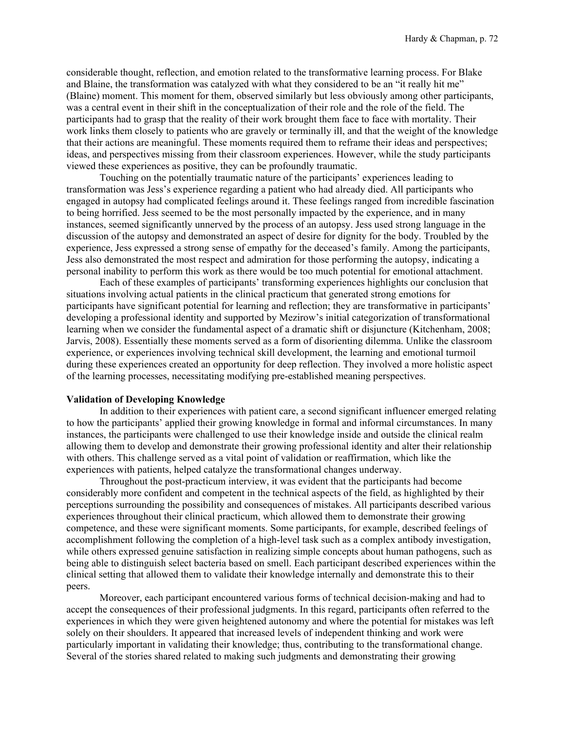considerable thought, reflection, and emotion related to the transformative learning process. For Blake and Blaine, the transformation was catalyzed with what they considered to be an "it really hit me" (Blaine) moment. This moment for them, observed similarly but less obviously among other participants, was a central event in their shift in the conceptualization of their role and the role of the field. The participants had to grasp that the reality of their work brought them face to face with mortality. Their work links them closely to patients who are gravely or terminally ill, and that the weight of the knowledge that their actions are meaningful. These moments required them to reframe their ideas and perspectives; ideas, and perspectives missing from their classroom experiences. However, while the study participants viewed these experiences as positive, they can be profoundly traumatic.

Touching on the potentially traumatic nature of the participants' experiences leading to transformation was Jess's experience regarding a patient who had already died. All participants who engaged in autopsy had complicated feelings around it. These feelings ranged from incredible fascination to being horrified. Jess seemed to be the most personally impacted by the experience, and in many instances, seemed significantly unnerved by the process of an autopsy. Jess used strong language in the discussion of the autopsy and demonstrated an aspect of desire for dignity for the body. Troubled by the experience, Jess expressed a strong sense of empathy for the deceased's family. Among the participants, Jess also demonstrated the most respect and admiration for those performing the autopsy, indicating a personal inability to perform this work as there would be too much potential for emotional attachment.

Each of these examples of participants' transforming experiences highlights our conclusion that situations involving actual patients in the clinical practicum that generated strong emotions for participants have significant potential for learning and reflection; they are transformative in participants' developing a professional identity and supported by Mezirow's initial categorization of transformational learning when we consider the fundamental aspect of a dramatic shift or disjuncture (Kitchenham, 2008; Jarvis, 2008). Essentially these moments served as a form of disorienting dilemma. Unlike the classroom experience, or experiences involving technical skill development, the learning and emotional turmoil during these experiences created an opportunity for deep reflection. They involved a more holistic aspect of the learning processes, necessitating modifying pre-established meaning perspectives.

**Validation of Developing Knowledge**

In addition to their experiences with patient care, a second significant influencer emerged relating to how the participants' applied their growing knowledge in formal and informal circumstances. In many instances, the participants were challenged to use their knowledge inside and outside the clinical realm allowing them to develop and demonstrate their growing professional identity and alter their relationship with others. This challenge served as a vital point of validation or reaffirmation, which like the experiences with patients, helped catalyze the transformational changes underway.

Throughout the post-practicum interview, it was evident that the participants had become considerably more confident and competent in the technical aspects of the field, as highlighted by their perceptions surrounding the possibility and consequences of mistakes. All participants described various experiences throughout their clinical practicum, which allowed them to demonstrate their growing competence, and these were significant moments. Some participants, for example, described feelings of accomplishment following the completion of a high-level task such as a complex antibody investigation, while others expressed genuine satisfaction in realizing simple concepts about human pathogens, such as being able to distinguish select bacteria based on smell. Each participant described experiences within the clinical setting that allowed them to validate their knowledge internally and demonstrate this to their peers.

Moreover, each participant encountered various forms of technical decision-making and had to accept the consequences of their professional judgments. In this regard, participants often referred to the experiences in which they were given heightened autonomy and where the potential for mistakes was left solely on their shoulders. It appeared that increased levels of independent thinking and work were particularly important in validating their knowledge; thus, contributing to the transformational change. Several of the stories shared related to making such judgments and demonstrating their growing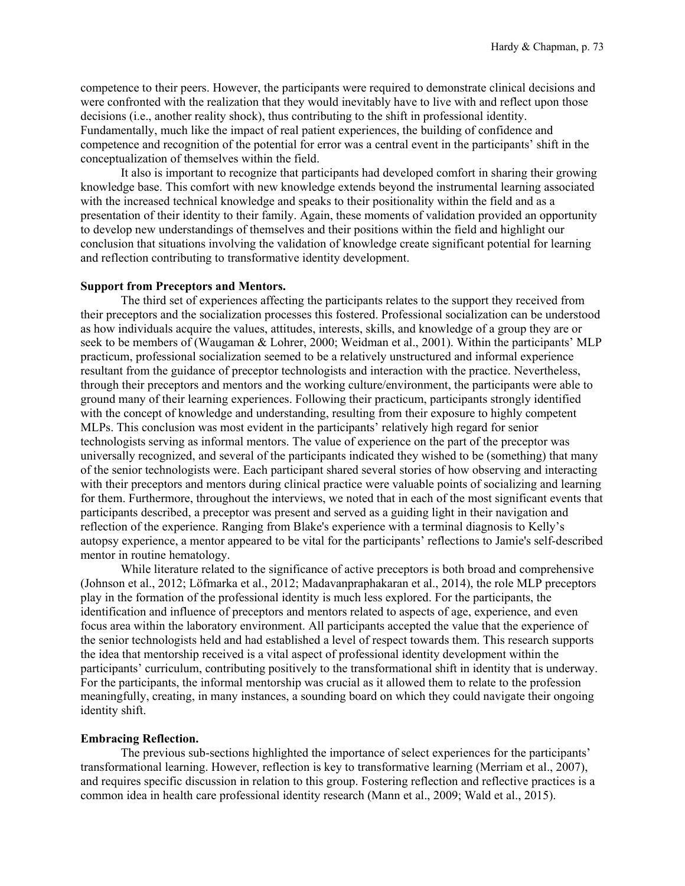competence to their peers. However, the participants were required to demonstrate clinical decisions and were confronted with the realization that they would inevitably have to live with and reflect upon those decisions (i.e., another reality shock), thus contributing to the shift in professional identity. Fundamentally, much like the impact of real patient experiences, the building of confidence and competence and recognition of the potential for error was a central event in the participants' shift in the conceptualization of themselves within the field.

It also is important to recognize that participants had developed comfort in sharing their growing knowledge base. This comfort with new knowledge extends beyond the instrumental learning associated with the increased technical knowledge and speaks to their positionality within the field and as a presentation of their identity to their family. Again, these moments of validation provided an opportunity to develop new understandings of themselves and their positions within the field and highlight our conclusion that situations involving the validation of knowledge create significant potential for learning and reflection contributing to transformative identity development.

**Support from Preceptors and Mentors.**

The third set of experiences affecting the participants relates to the support they received from their preceptors and the socialization processes this fostered. Professional socialization can be understood as how individuals acquire the values, attitudes, interests, skills, and knowledge of a group they are or seek to be members of (Waugaman & Lohrer, 2000; Weidman et al., 2001). Within the participants' MLP practicum, professional socialization seemed to be a relatively unstructured and informal experience resultant from the guidance of preceptor technologists and interaction with the practice. Nevertheless, through their preceptors and mentors and the working culture/environment, the participants were able to ground many of their learning experiences. Following their practicum, participants strongly identified with the concept of knowledge and understanding, resulting from their exposure to highly competent MLPs. This conclusion was most evident in the participants' relatively high regard for senior technologists serving as informal mentors. The value of experience on the part of the preceptor was universally recognized, and several of the participants indicated they wished to be (something) that many of the senior technologists were. Each participant shared several stories of how observing and interacting with their preceptors and mentors during clinical practice were valuable points of socializing and learning for them. Furthermore, throughout the interviews, we noted that in each of the most significant events that participants described, a preceptor was present and served as a guiding light in their navigation and reflection of the experience. Ranging from Blake's experience with a terminal diagnosis to Kelly's autopsy experience, a mentor appeared to be vital for the participants' reflections to Jamie's self-described mentor in routine hematology.

While literature related to the significance of active preceptors is both broad and comprehensive (Johnson et al., 2012; Löfmarka et al., 2012; Madavanpraphakaran et al., 2014), the role MLP preceptors play in the formation of the professional identity is much less explored. For the participants, the identification and influence of preceptors and mentors related to aspects of age, experience, and even focus area within the laboratory environment. All participants accepted the value that the experience of the senior technologists held and had established a level of respect towards them. This research supports the idea that mentorship received is a vital aspect of professional identity development within the participants' curriculum, contributing positively to the transformational shift in identity that is underway. For the participants, the informal mentorship was crucial as it allowed them to relate to the profession meaningfully, creating, in many instances, a sounding board on which they could navigate their ongoing identity shift.

**Embracing Reflection.**

The previous sub-sections highlighted the importance of select experiences for the participants' transformational learning. However, reflection is key to transformative learning (Merriam et al., 2007), and requires specific discussion in relation to this group. Fostering reflection and reflective practices is a common idea in health care professional identity research (Mann et al., 2009; Wald et al., 2015).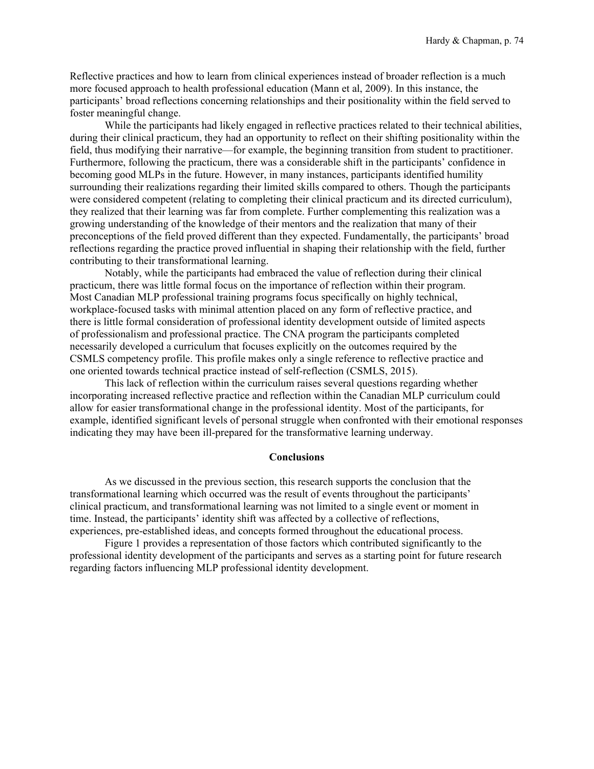Reflective practices and how to learn from clinical experiences instead of broader reflection is a much more focused approach to health professional education (Mann et al, 2009). In this instance, the participants' broad reflections concerning relationships and their positionality within the field served to foster meaningful change.

While the participants had likely engaged in reflective practices related to their technical abilities, during their clinical practicum, they had an opportunity to reflect on their shifting positionality within the field, thus modifying their narrative—for example, the beginning transition from student to practitioner. Furthermore, following the practicum, there was a considerable shift in the participants' confidence in becoming good MLPs in the future. However, in many instances, participants identified humility surrounding their realizations regarding their limited skills compared to others. Though the participants were considered competent (relating to completing their clinical practicum and its directed curriculum), they realized that their learning was far from complete. Further complementing this realization was a growing understanding of the knowledge of their mentors and the realization that many of their preconceptions of the field proved different than they expected. Fundamentally, the participants' broad reflections regarding the practice proved influential in shaping their relationship with the field, further contributing to their transformational learning.

Notably, while the participants had embraced the value of reflection during their clinical practicum, there was little formal focus on the importance of reflection within their program. Most Canadian MLP professional training programs focus specifically on highly technical, workplace-focused tasks with minimal attention placed on any form of reflective practice, and there is little formal consideration of professional identity development outside of limited aspects of professionalism and professional practice. The CNA program the participants completed necessarily developed a curriculum that focuses explicitly on the outcomes required by the CSMLS competency profile. This profile makes only a single reference to reflective practice and one oriented towards technical practice instead of self-reflection (CSMLS, 2015).

This lack of reflection within the curriculum raises several questions regarding whether incorporating increased reflective practice and reflection within the Canadian MLP curriculum could allow for easier transformational change in the professional identity. Most of the participants, for example, identified significant levels of personal struggle when confronted with their emotional responses indicating they may have been ill-prepared for the transformative learning underway.

## Conclusions

As we discussed in the previous section, this research supports the conclusion that the transformational learning which occurred was the result of events throughout the participants' clinical practicum, and transformational learning was not limited to a single event or moment in time. Instead, the participants' identity shift was affected by a collective of reflections, experiences, pre-established ideas, and concepts formed throughout the educational process.

Figure 1 provides a representation of those factors which contributed significantly to the professional identity development of the participants and serves as a starting point for future research regarding factors influencing MLP professional identity development.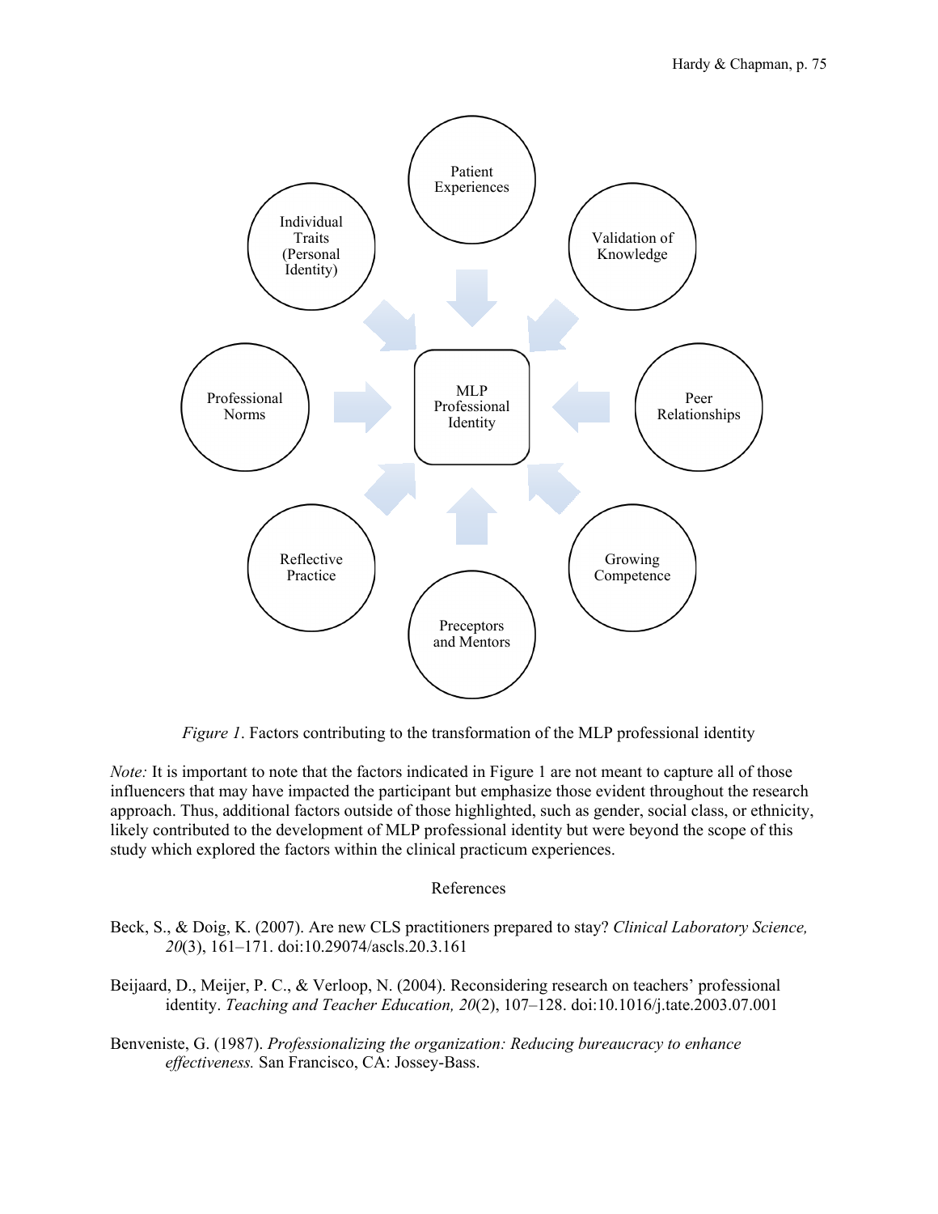Patient Experiences

Validation of Knowledge

Peer Relationships

Growing Competence

Preceptors and Mentors

Reflective Practice

Professional Norms

Individual Traits (Personal Identity)

MLP Professional Identity

*Figure 1*. Factors contributing to the transformation of the MLP professional identity

*Note:* It is important to note that the factors indicated in Figure 1 are not meant to capture all of those influencers that may have impacted the participant but emphasize those evident throughout the research approach. Thus, additional factors outside of those highlighted, such as gender, social class, or ethnicity, likely contributed to the development of MLP professional identity but were beyond the scope of this study which explored the factors within the clinical practicum experiences.

## References

Beck, S., & Doig, K. (2007). Are new CLS practitioners prepared to stay? *Clinical Laboratory Science, 20*(3), 161–171. doi:10.29074/ascls.20.3.161

Beijaard, D., Meijer, P. C., & Verloop, N. (2004). Reconsidering research on teachers' professional identity. *Teaching and Teacher Education, 20*(2), 107–128. doi:10.1016/j.tate.2003.07.001

Benveniste, G. (1987). *Professionalizing the organization: Reducing bureaucracy to enhance effectiveness.* San Francisco, CA: Jossey-Bass.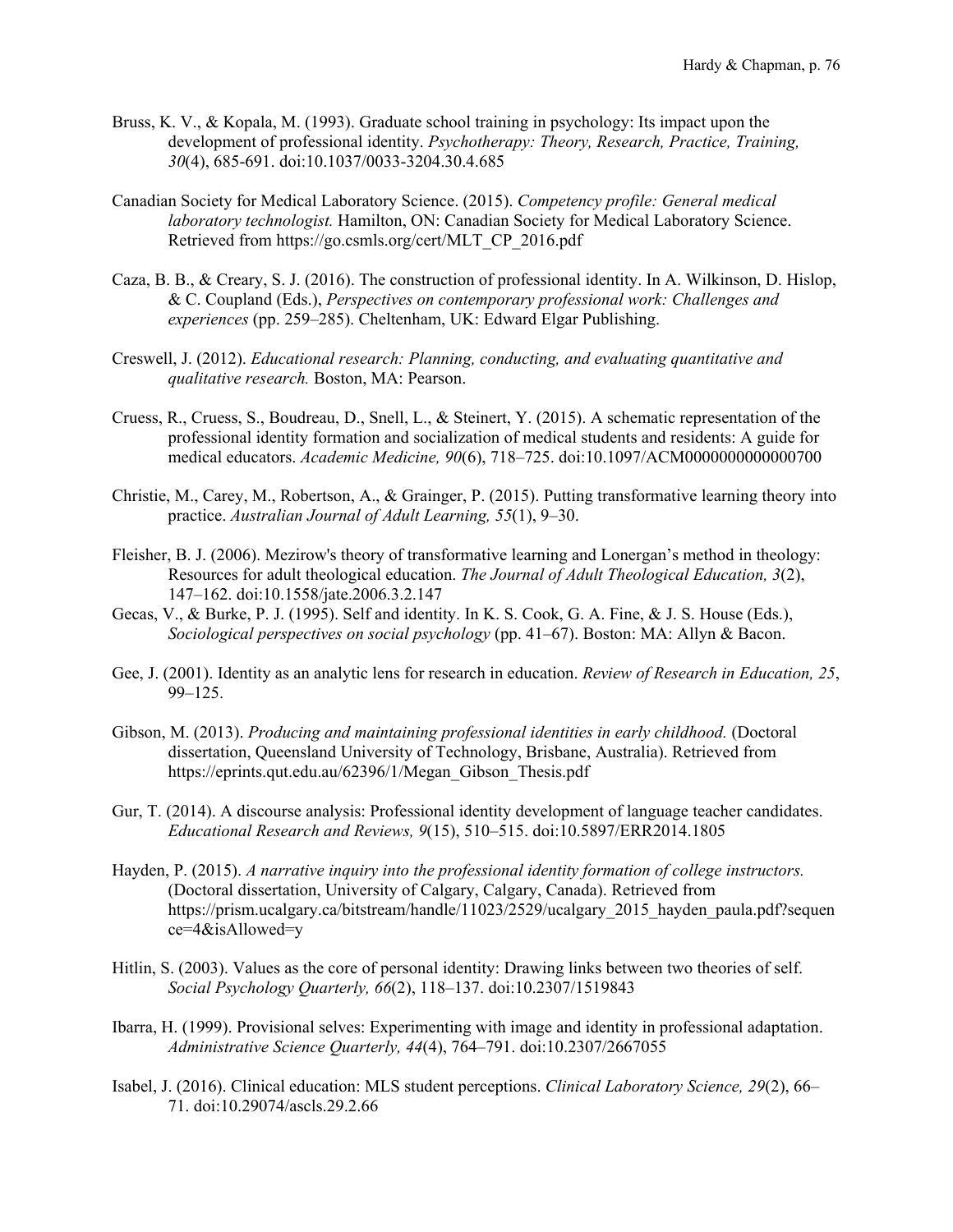Bruss, K. V., & Kopala, M. (1993). Graduate school training in psychology: Its impact upon the development of professional identity. *Psychotherapy: Theory, Research, Practice, Training, 30*(4), 685-691. doi:10.1037/0033-3204.30.4.685

Canadian Society for Medical Laboratory Science. (2015). *Competency profile: General medical laboratory technologist.* Hamilton, ON: Canadian Society for Medical Laboratory Science. Retrieved from https://go.csmls.org/cert/MLT_CP_2016.pdf

Caza, B. B., & Creary, S. J. (2016). The construction of professional identity. In A. Wilkinson, D. Hislop, & C. Coupland (Eds.), *Perspectives on contemporary professional work: Challenges and experiences* (pp. 259–285). Cheltenham, UK: Edward Elgar Publishing.

Creswell, J. (2012). *Educational research: Planning, conducting, and evaluating quantitative and qualitative research.* Boston, MA: Pearson.

Cruess, R., Cruess, S., Boudreau, D., Snell, L., & Steinert, Y. (2015). A schematic representation of the professional identity formation and socialization of medical students and residents: A guide for medical educators. *Academic Medicine, 90*(6), 718–725. doi:10.1097/ACM0000000000000700

Christie, M., Carey, M., Robertson, A., & Grainger, P. (2015). Putting transformative learning theory into practice. *Australian Journal of Adult Learning, 55*(1), 9–30.

Fleisher, B. J. (2006). Mezirow's theory of transformative learning and Lonergan's method in theology: Resources for adult theological education. *The Journal of Adult Theological Education, 3*(2), 147–162. doi:10.1558/jate.2006.3.2.147

Gecas, V., & Burke, P. J. (1995). Self and identity. In K. S. Cook, G. A. Fine, & J. S. House (Eds.), *Sociological perspectives on social psychology* (pp. 41–67). Boston: MA: Allyn & Bacon.

Gee, J. (2001). Identity as an analytic lens for research in education. *Review of Research in Education, 25*, 99–125.

Gibson, M. (2013). *Producing and maintaining professional identities in early childhood.* (Doctoral dissertation, Queensland University of Technology, Brisbane, Australia). Retrieved from https://eprints.qut.edu.au/62396/1/Megan_Gibson_Thesis.pdf

Gur, T. (2014). A discourse analysis: Professional identity development of language teacher candidates. *Educational Research and Reviews, 9*(15), 510–515. doi:10.5897/ERR2014.1805

Hayden, P. (2015). *A narrative inquiry into the professional identity formation of college instructors.* (Doctoral dissertation, University of Calgary, Calgary, Canada). Retrieved from https://prism.ucalgary.ca/bitstream/handle/11023/2529/ucalgary_2015_hayden_paula.pdf?sequence=4&isAllowed=y

Hitlin, S. (2003). Values as the core of personal identity: Drawing links between two theories of self. *Social Psychology Quarterly, 66*(2), 118–137. doi:10.2307/1519843

Ibarra, H. (1999). Provisional selves: Experimenting with image and identity in professional adaptation. *Administrative Science Quarterly, 44*(4), 764–791. doi:10.2307/2667055

Isabel, J. (2016). Clinical education: MLS student perceptions. *Clinical Laboratory Science, 29*(2), 66–71. doi:10.29074/ascls.29.2.66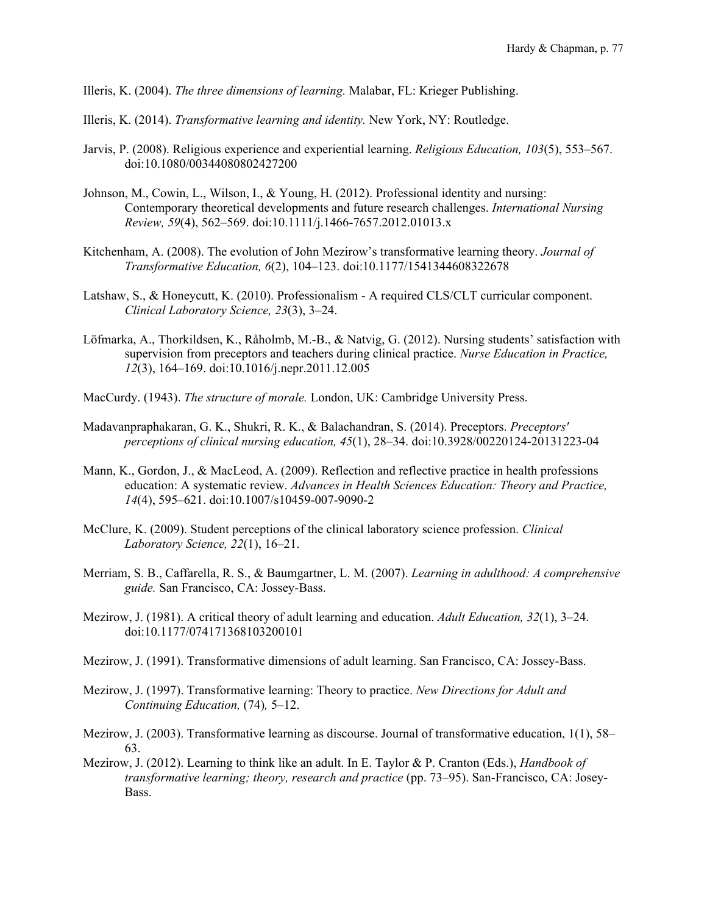Illeris, K. (2004). *The three dimensions of learning.* Malabar, FL: Krieger Publishing.

Illeris, K. (2014). *Transformative learning and identity.* New York, NY: Routledge.

Jarvis, P. (2008). Religious experience and experiential learning. *Religious Education, 103*(5), 553–567. doi:10.1080/00344080802427200

Johnson, M., Cowin, L., Wilson, I., & Young, H. (2012). Professional identity and nursing: Contemporary theoretical developments and future research challenges. *International Nursing Review, 59*(4), 562–569. doi:10.1111/j.1466-7657.2012.01013.x

Kitchenham, A. (2008). The evolution of John Mezirow's transformative learning theory. *Journal of Transformative Education, 6*(2), 104–123. doi:10.1177/1541344608322678

Latshaw, S., & Honeycutt, K. (2010). Professionalism - A required CLS/CLT curricular component. *Clinical Laboratory Science, 23*(3), 3–24.

Löfmarka, A., Thorkildsen, K., Råholmb, M.-B., & Natvig, G. (2012). Nursing students' satisfaction with supervision from preceptors and teachers during clinical practice. *Nurse Education in Practice, 12*(3), 164–169. doi:10.1016/j.nepr.2011.12.005

MacCurdy. (1943). *The structure of morale.* London, UK: Cambridge University Press.

Madavanpraphakaran, G. K., Shukri, R. K., & Balachandran, S. (2014). Preceptors. *Preceptors' perceptions of clinical nursing education, 45*(1), 28–34. doi:10.3928/00220124-20131223-04

Mann, K., Gordon, J., & MacLeod, A. (2009). Reflection and reflective practice in health professions education: A systematic review. *Advances in Health Sciences Education: Theory and Practice, 14*(4), 595–621. doi:10.1007/s10459-007-9090-2

McClure, K. (2009). Student perceptions of the clinical laboratory science profession. *Clinical Laboratory Science, 22*(1), 16–21.

Merriam, S. B., Caffarella, R. S., & Baumgartner, L. M. (2007). *Learning in adulthood: A comprehensive guide.* San Francisco, CA: Jossey-Bass.

Mezirow, J. (1981). A critical theory of adult learning and education. *Adult Education, 32*(1), 3–24. doi:10.1177/074171368103200101

Mezirow, J. (1991). Transformative dimensions of adult learning. San Francisco, CA: Jossey-Bass.

Mezirow, J. (1997). Transformative learning: Theory to practice. *New Directions for Adult and Continuing Education,* (74)*,* 5–12.

Mezirow, J. (2003). Transformative learning as discourse. Journal of transformative education, 1(1), 58–63.

Mezirow, J. (2012). Learning to think like an adult. In E. Taylor & P. Cranton (Eds.), *Handbook of transformative learning; theory, research and practice* (pp. 73–95). San-Francisco, CA: Josey-Bass.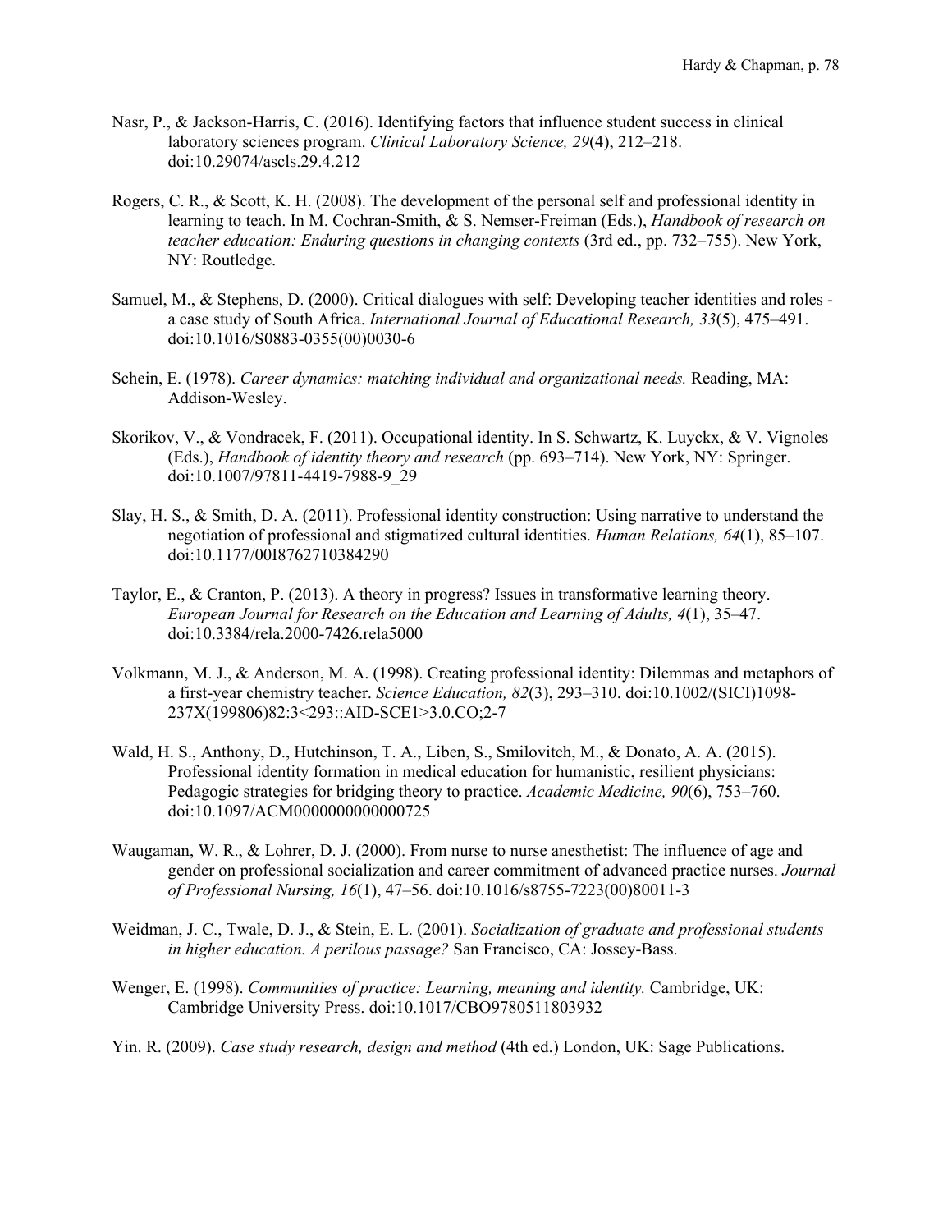Nasr, P., & Jackson-Harris, C. (2016). Identifying factors that influence student success in clinical laboratory sciences program. *Clinical Laboratory Science, 29*(4), 212–218. doi:10.29074/ascls.29.4.212

Rogers, C. R., & Scott, K. H. (2008). The development of the personal self and professional identity in learning to teach. In M. Cochran-Smith, & S. Nemser-Freiman (Eds.), *Handbook of research on teacher education: Enduring questions in changing contexts* (3rd ed., pp. 732–755). New York, NY: Routledge.

Samuel, M., & Stephens, D. (2000). Critical dialogues with self: Developing teacher identities and roles - a case study of South Africa. *International Journal of Educational Research, 33*(5), 475–491. doi:10.1016/S0883-0355(00)0030-6

Schein, E. (1978). *Career dynamics: matching individual and organizational needs.* Reading, MA: Addison-Wesley.

Skorikov, V., & Vondracek, F. (2011). Occupational identity. In S. Schwartz, K. Luyckx, & V. Vignoles (Eds.), *Handbook of identity theory and research* (pp. 693–714). New York, NY: Springer. doi:10.1007/97811-4419-7988-9_29

Slay, H. S., & Smith, D. A. (2011). Professional identity construction: Using narrative to understand the negotiation of professional and stigmatized cultural identities. *Human Relations, 64*(1), 85–107. doi:10.1177/00I8762710384290

Taylor, E., & Cranton, P. (2013). A theory in progress? Issues in transformative learning theory. *European Journal for Research on the Education and Learning of Adults, 4*(1), 35–47. doi:10.3384/rela.2000-7426.rela5000

Volkmann, M. J., & Anderson, M. A. (1998). Creating professional identity: Dilemmas and metaphors of a first-year chemistry teacher. *Science Education, 82*(3), 293–310. doi:10.1002/(SICI)1098-237X(199806)82:3<293::AID-SCE1>3.0.CO;2-7

Wald, H. S., Anthony, D., Hutchinson, T. A., Liben, S., Smilovitch, M., & Donato, A. A. (2015). Professional identity formation in medical education for humanistic, resilient physicians: Pedagogic strategies for bridging theory to practice. *Academic Medicine, 90*(6), 753–760. doi:10.1097/ACM0000000000000725

Waugaman, W. R., & Lohrer, D. J. (2000). From nurse to nurse anesthetist: The influence of age and gender on professional socialization and career commitment of advanced practice nurses. *Journal of Professional Nursing, 16*(1), 47–56. doi:10.1016/s8755-7223(00)80011-3

Weidman, J. C., Twale, D. J., & Stein, E. L. (2001). *Socialization of graduate and professional students in higher education. A perilous passage?* San Francisco, CA: Jossey-Bass.

Wenger, E. (1998). *Communities of practice: Learning, meaning and identity.* Cambridge, UK: Cambridge University Press. doi:10.1017/CBO9780511803932

Yin. R. (2009). *Case study research, design and method* (4th ed.) London, UK: Sage Publications.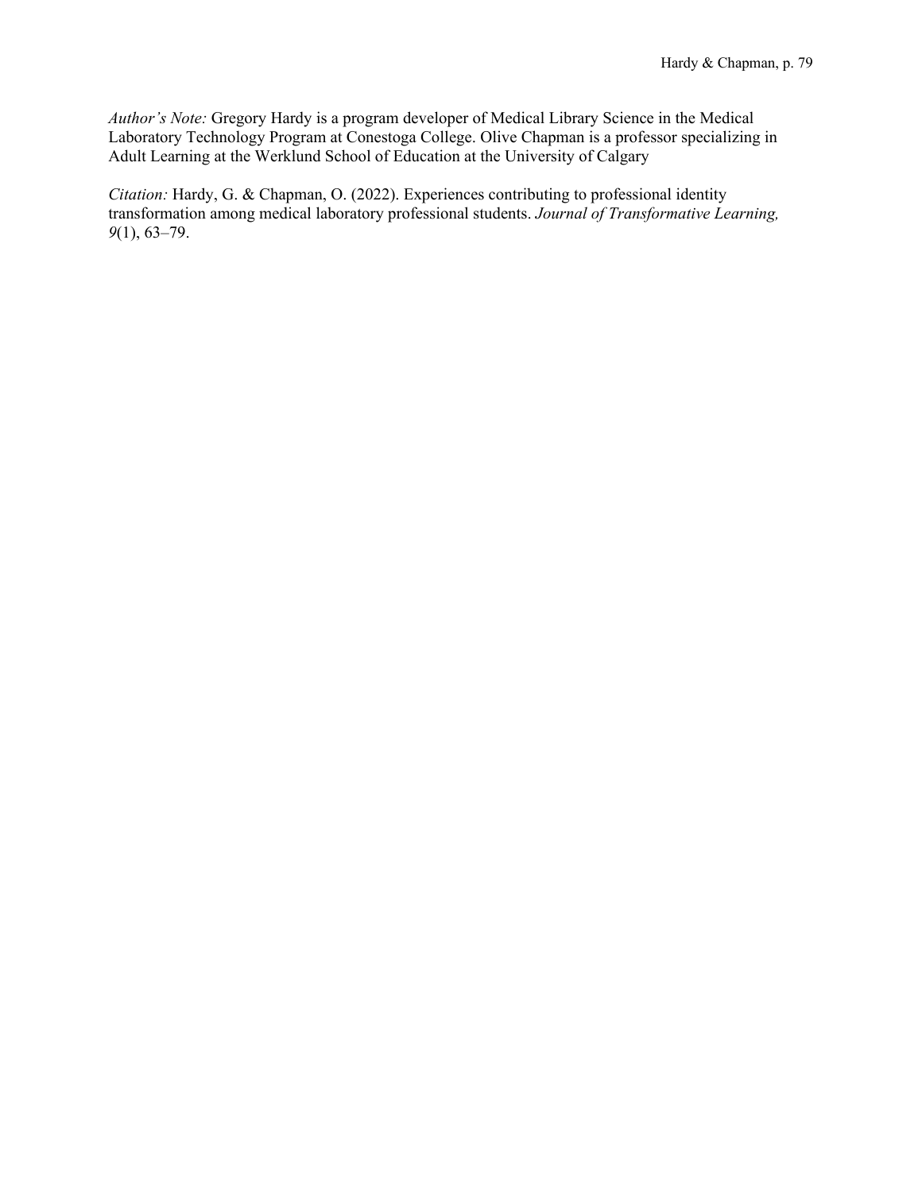*Author's Note:* Gregory Hardy is a program developer of Medical Library Science in the Medical Laboratory Technology Program at Conestoga College. Olive Chapman is a professor specializing in Adult Learning at the Werklund School of Education at the University of Calgary

*Citation:* Hardy, G. & Chapman, O. (2022). Experiences contributing to professional identity transformation among medical laboratory professional students. *Journal of Transformative Learning, 9*(1), 63–79.